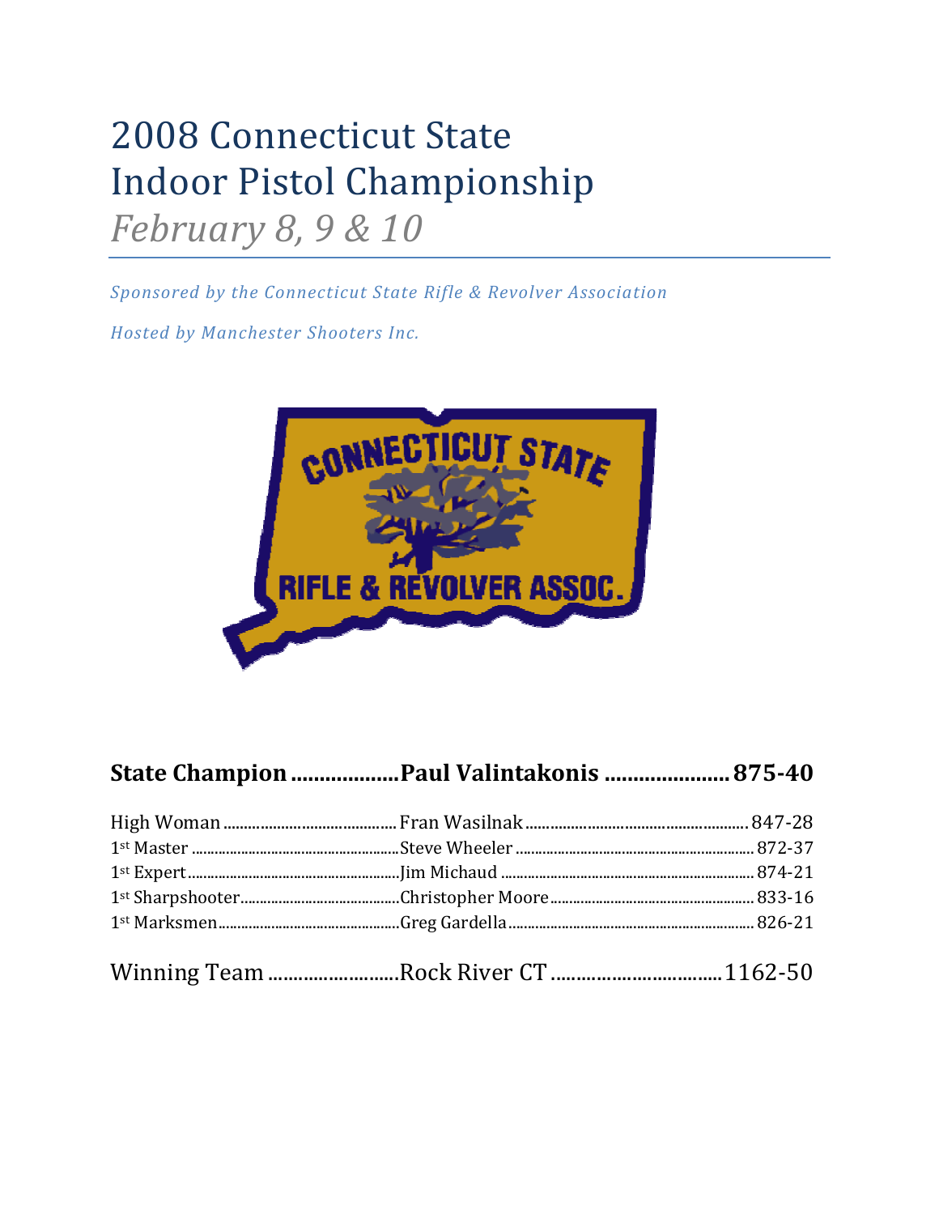# 2008 Connecticut State Indoor Pistol Championship

*February 8, 9 & 10*

*Sponsored by the Connecticut State Rifle & Revolver Association*

*Hosted by Manchester Shooters Inc.*

**State Champion .................. Paul Valintakonis ..................... 875-40**

| | | |
|---|---|---|
| High Woman | Fran Wasilnak | 847-28 |
| 1st Master | Steve Wheeler | 872-37 |
| 1st Expert | Jim Michaud | 874-21 |
| 1st Sharpshooter | Christopher Moore | 833-16 |
| 1st Marksmen | Greg Gardella | 826-21 |

Winning Team .......................... Rock River CT ................................ 1162-50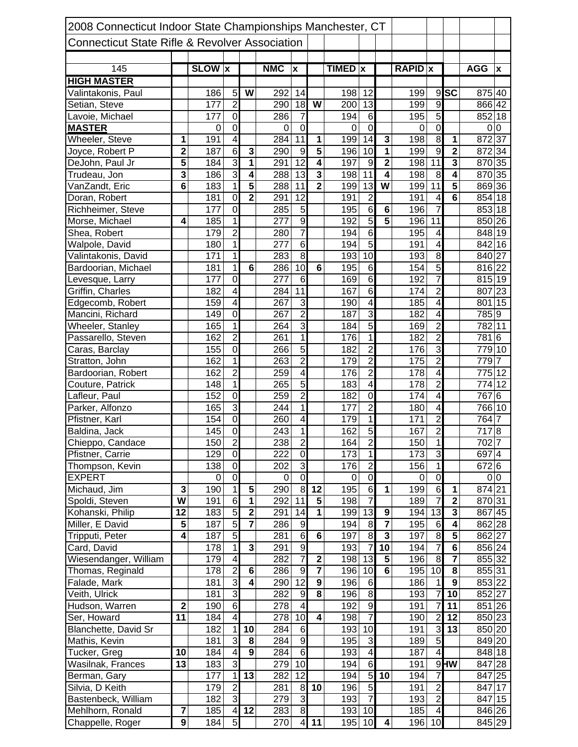| 2008 Connecticut Indoor State Championships Manchester, CT | | | | | | | | | | | | | | | |
|---|---|---|---|---|---|---|---|---|---|---|---|---|---|---|---|
| Connecticut State Rifle & Revolver Association | | | | | | | | | | | | | | | |
| 145 | | SLOW | x | | NMC | x | | TIMED | x | | RAPID | x | | AGG | x |
| **HIGH MASTER** | | | | | | | | | | | | | | | |
| Valintakonis, Paul | | 186 | 5 | **W** | 292 | 14 | | 198 | 12 | | 199 | 9 | **SC** | 875 | 40 |
| Setian, Steve | | 177 | 2 | | 290 | 18 | **W** | 200 | 13 | | 199 | 9 | | 866 | 42 |
| Lavoie, Michael | | 177 | 0 | | 286 | 7 | | 194 | 6 | | 195 | 5 | | 852 | 18 |
| **MASTER** | | 0 | 0 | | 0 | 0 | | 0 | 0 | | 0 | 0 | | 0 | 0 |
| Wheeler, Steve | **1** | 191 | 4 | | 284 | 11 | **1** | 199 | 14 | **3** | 198 | 8 | **1** | 872 | 37 |
| Joyce, Robert P | **2** | 187 | 6 | **3** | 290 | 9 | **5** | 196 | 10 | **1** | 199 | 9 | **2** | 872 | 34 |
| DeJohn, Paul Jr | **5** | 184 | 3 | **1** | 291 | 12 | **4** | 197 | 9 | **2** | 198 | 11 | **3** | 870 | 35 |
| Trudeau, Jon | **3** | 186 | 3 | **4** | 288 | 13 | **3** | 198 | 11 | **4** | 198 | 8 | **4** | 870 | 35 |
| VanZandt, Eric | **6** | 183 | 1 | **5** | 288 | 11 | **2** | 199 | 13 | **W** | 199 | 11 | **5** | 869 | 36 |
| Doran, Robert | | 181 | 0 | **2** | 291 | 12 | | 191 | 2 | | 191 | 4 | **6** | 854 | 18 |
| Richheimer, Steve | | 177 | 0 | | 285 | 5 | | 195 | 6 | **6** | 196 | 7 | | 853 | 18 |
| Morse, Michael | **4** | 185 | 1 | | 277 | 9 | | 192 | 5 | **5** | 196 | 11 | | 850 | 26 |
| Shea, Robert | | 179 | 2 | | 280 | 7 | | 194 | 6 | | 195 | 4 | | 848 | 19 |
| Walpole, David | | 180 | 1 | | 277 | 6 | | 194 | 5 | | 191 | 4 | | 842 | 16 |
| Valintakonis, David | | 171 | 1 | | 283 | 8 | | 193 | 10 | | 193 | 8 | | 840 | 27 |
| Bardoorian, Michael | | 181 | 1 | **6** | 286 | 10 | **6** | 195 | 6 | | 154 | 5 | | 816 | 22 |
| Levesque, Larry | | 177 | 0 | | 277 | 6 | | 169 | 6 | | 192 | 7 | | 815 | 19 |
| Griffin, Charles | | 182 | 4 | | 284 | 11 | | 167 | 6 | | 174 | 2 | | 807 | 23 |
| Edgecomb, Robert | | 159 | 4 | | 267 | 3 | | 190 | 4 | | 185 | 4 | | 801 | 15 |
| Mancini, Richard | | 149 | 0 | | 267 | 2 | | 187 | 3 | | 182 | 4 | | 785 | 9 |
| Wheeler, Stanley | | 165 | 1 | | 264 | 3 | | 184 | 5 | | 169 | 2 | | 782 | 11 |
| Passarello, Steven | | 162 | 2 | | 261 | 1 | | 176 | 1 | | 182 | 2 | | 781 | 6 |
| Caras, Barclay | | 155 | 0 | | 266 | 5 | | 182 | 2 | | 176 | 3 | | 779 | 10 |
| Stratton, John | | 162 | 1 | | 263 | 2 | | 179 | 2 | | 175 | 2 | | 779 | 7 |
| Bardoorian, Robert | | 162 | 2 | | 259 | 4 | | 176 | 2 | | 178 | 4 | | 775 | 12 |
| Couture, Patrick | | 148 | 1 | | 265 | 5 | | 183 | 4 | | 178 | 2 | | 774 | 12 |
| Lafleur, Paul | | 152 | 0 | | 259 | 2 | | 182 | 0 | | 174 | 4 | | 767 | 6 |
| Parker, Alfonzo | | 165 | 3 | | 244 | 1 | | 177 | 2 | | 180 | 4 | | 766 | 10 |
| Pfistner, Karl | | 154 | 0 | | 260 | 4 | | 179 | 1 | | 171 | 2 | | 764 | 7 |
| Baldina, Jack | | 145 | 0 | | 243 | 1 | | 162 | 5 | | 167 | 2 | | 717 | 8 |
| Chieppo, Candace | | 150 | 2 | | 238 | 2 | | 164 | 2 | | 150 | 1 | | 702 | 7 |
| Pfistner, Carrie | | 129 | 0 | | 222 | 0 | | 173 | 1 | | 173 | 3 | | 697 | 4 |
| Thompson, Kevin | | 138 | 0 | | 202 | 3 | | 176 | 2 | | 156 | 1 | | 672 | 6 |
| EXPERT | | 0 | 0 | | 0 | 0 | | 0 | 0 | | 0 | 0 | | 0 | 0 |
| Michaud, Jim | **3** | 190 | 1 | **5** | 290 | 8 | **12** | 195 | 6 | **1** | 199 | 6 | **1** | 874 | 21 |
| Spoldi, Steven | **W** | 191 | 6 | **1** | 292 | 11 | **5** | 198 | 7 | | 189 | 7 | **2** | 870 | 31 |
| Kohanski, Philip | **12** | 183 | 5 | **2** | 291 | 14 | **1** | 199 | 13 | **9** | 194 | 13 | **3** | 867 | 45 |
| Miller, E David | **5** | 187 | 5 | **7** | 286 | 9 | | 194 | 8 | **7** | 195 | 6 | **4** | 862 | 28 |
| Tripputi, Peter | **4** | 187 | 5 | | 281 | 6 | **6** | 197 | 8 | **3** | 197 | 8 | **5** | 862 | 27 |
| Card, David | | 178 | 1 | **3** | 291 | 9 | | 193 | 7 | **10** | 194 | 7 | **6** | 856 | 24 |
| Wiesendanger, William | | 179 | 4 | | 282 | 7 | **2** | 198 | 13 | **5** | 196 | 8 | **7** | 855 | 32 |
| Thomas, Reginald | | 178 | 2 | **6** | 286 | 9 | **7** | 196 | 10 | **6** | 195 | 10 | **8** | 855 | 31 |
| Falade, Mark | | 181 | 3 | **4** | 290 | 12 | **9** | 196 | 6 | | 186 | 1 | **9** | 853 | 22 |
| Veith, Ulrick | | 181 | 3 | | 282 | 9 | **8** | 196 | 8 | | 193 | 7 | **10** | 852 | 27 |
| Hudson, Warren | **2** | 190 | 6 | | 278 | 4 | | 192 | 9 | | 191 | 7 | **11** | 851 | 26 |
| Ser, Howard | **11** | 184 | 4 | | 278 | 10 | **4** | 198 | 7 | | 190 | 2 | **12** | 850 | 23 |
| Blanchette, David Sr | | 182 | 1 | **10** | 284 | 6 | | 193 | 10 | | 191 | 3 | **13** | 850 | 20 |
| Mathis, Kevin | | 181 | 3 | **8** | 284 | 9 | | 195 | 3 | | 189 | 5 | | 849 | 20 |
| Tucker, Greg | **10** | 184 | 4 | **9** | 284 | 6 | | 193 | 4 | | 187 | 4 | | 848 | 18 |
| Wasilnak, Frances | **13** | 183 | 3 | | 279 | 10 | | 194 | 6 | | 191 | 9 | **HW** | 847 | 28 |
| Berman, Gary | | 177 | 1 | **13** | 282 | 12 | | 194 | 5 | **10** | 194 | 7 | | 847 | 25 |
| Silvia, D Keith | | 179 | 2 | | 281 | 8 | **10** | 196 | 5 | | 191 | 2 | | 847 | 17 |
| Bastenbeck, William | | 182 | 3 | | 279 | 3 | | 193 | 7 | | 193 | 2 | | 847 | 15 |
| Mehlhorn, Ronald | **7** | 185 | 4 | **12** | 283 | 8 | | 193 | 10 | | 185 | 4 | | 846 | 26 |
| Chappelle, Roger | **9** | 184 | 5 | | 270 | 4 | **11** | 195 | 10 | **4** | 196 | 10 | | 845 | 29 |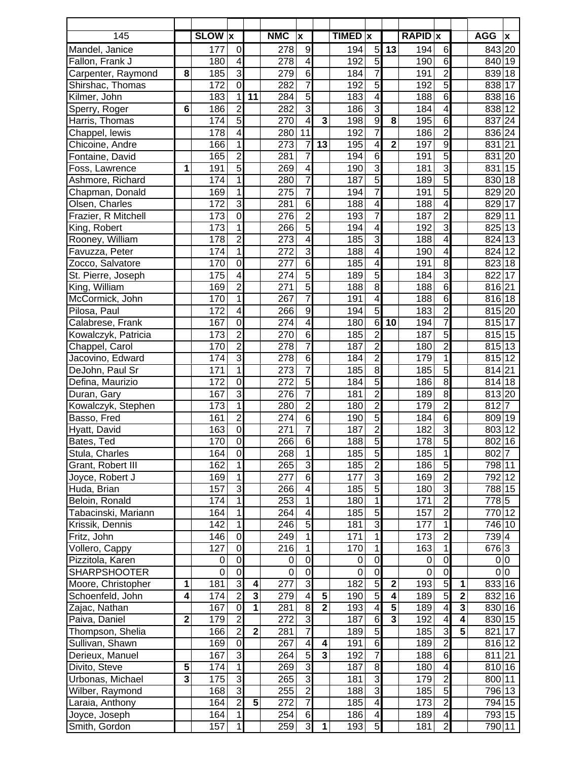| 145 | | SLOW | x | | NMC | x | | TIMED | x | | RAPID | x | | AGG | x |
|---|---|---|---|---|---|---|---|---|---|---|---|---|---|---|---|
| Mandel, Janice | | 177 | 0 | | 278 | 9 | | 194 | 5 | 13 | 194 | 6 | | 843 | 20 |
| Fallon, Frank J | | 180 | 4 | | 278 | 4 | | 192 | 5 | | 190 | 6 | | 840 | 19 |
| Carpenter, Raymond | 8 | 185 | 3 | | 279 | 6 | | 184 | 7 | | 191 | 2 | | 839 | 18 |
| Shirshac, Thomas | | 172 | 0 | | 282 | 7 | | 192 | 5 | | 192 | 5 | | 838 | 17 |
| Kilmer, John | | 183 | 1 | 11 | 284 | 5 | | 183 | 4 | | 188 | 6 | | 838 | 16 |
| Sperry, Roger | 6 | 186 | 2 | | 282 | 3 | | 186 | 3 | | 184 | 4 | | 838 | 12 |
| Harris, Thomas | | 174 | 5 | | 270 | 4 | 3 | 198 | 9 | 8 | 195 | 6 | | 837 | 24 |
| Chappel, lewis | | 178 | 4 | | 280 | 11 | | 192 | 7 | | 186 | 2 | | 836 | 24 |
| Chicoine, Andre | | 166 | 1 | | 273 | 7 | 13 | 195 | 4 | 2 | 197 | 9 | | 831 | 21 |
| Fontaine, David | | 165 | 2 | | 281 | 7 | | 194 | 6 | | 191 | 5 | | 831 | 20 |
| Foss, Lawrence | 1 | 191 | 5 | | 269 | 4 | | 190 | 3 | | 181 | 3 | | 831 | 15 |
| Ashmore, Richard | | 174 | 1 | | 280 | 7 | | 187 | 5 | | 189 | 5 | | 830 | 18 |
| Chapman, Donald | | 169 | 1 | | 275 | 7 | | 194 | 7 | | 191 | 5 | | 829 | 20 |
| Olsen, Charles | | 172 | 3 | | 281 | 6 | | 188 | 4 | | 188 | 4 | | 829 | 17 |
| Frazier, R Mitchell | | 173 | 0 | | 276 | 2 | | 193 | 7 | | 187 | 2 | | 829 | 11 |
| King, Robert | | 173 | 1 | | 266 | 5 | | 194 | 4 | | 192 | 3 | | 825 | 13 |
| Rooney, William | | 178 | 2 | | 273 | 4 | | 185 | 3 | | 188 | 4 | | 824 | 13 |
| Favuzza, Peter | | 174 | 1 | | 272 | 3 | | 188 | 4 | | 190 | 4 | | 824 | 12 |
| Zocco, Salvatore | | 170 | 0 | | 277 | 6 | | 185 | 4 | | 191 | 8 | | 823 | 18 |
| St. Pierre, Joseph | | 175 | 4 | | 274 | 5 | | 189 | 5 | | 184 | 3 | | 822 | 17 |
| King, William | | 169 | 2 | | 271 | 5 | | 188 | 8 | | 188 | 6 | | 816 | 21 |
| McCormick, John | | 170 | 1 | | 267 | 7 | | 191 | 4 | | 188 | 6 | | 816 | 18 |
| Pilosa, Paul | | 172 | 4 | | 266 | 9 | | 194 | 5 | | 183 | 2 | | 815 | 20 |
| Calabrese, Frank | | 167 | 0 | | 274 | 4 | | 180 | 6 | 10 | 194 | 7 | | 815 | 17 |
| Kowalczyk, Patricia | | 173 | 2 | | 270 | 6 | | 185 | 2 | | 187 | 5 | | 815 | 15 |
| Chappel, Carol | | 170 | 2 | | 278 | 7 | | 187 | 2 | | 180 | 2 | | 815 | 13 |
| Jacovino, Edward | | 174 | 3 | | 278 | 6 | | 184 | 2 | | 179 | 1 | | 815 | 12 |
| DeJohn, Paul Sr | | 171 | 1 | | 273 | 7 | | 185 | 8 | | 185 | 5 | | 814 | 21 |
| Defina, Maurizio | | 172 | 0 | | 272 | 5 | | 184 | 5 | | 186 | 8 | | 814 | 18 |
| Duran, Gary | | 167 | 3 | | 276 | 7 | | 181 | 2 | | 189 | 8 | | 813 | 20 |
| Kowalczyk, Stephen | | 173 | 1 | | 280 | 2 | | 180 | 2 | | 179 | 2 | | 812 | 7 |
| Basso, Fred | | 161 | 2 | | 274 | 6 | | 190 | 5 | | 184 | 6 | | 809 | 19 |
| Hyatt, David | | 163 | 0 | | 271 | 7 | | 187 | 2 | | 182 | 3 | | 803 | 12 |
| Bates, Ted | | 170 | 0 | | 266 | 6 | | 188 | 5 | | 178 | 5 | | 802 | 16 |
| Stula, Charles | | 164 | 0 | | 268 | 1 | | 185 | 5 | | 185 | 1 | | 802 | 7 |
| Grant, Robert III | | 162 | 1 | | 265 | 3 | | 185 | 2 | | 186 | 5 | | 798 | 11 |
| Joyce, Robert J | | 169 | 1 | | 277 | 6 | | 177 | 3 | | 169 | 2 | | 792 | 12 |
| Huda, Brian | | 157 | 3 | | 266 | 4 | | 185 | 5 | | 180 | 3 | | 788 | 15 |
| Beloin, Ronald | | 174 | 1 | | 253 | 1 | | 180 | 1 | | 171 | 2 | | 778 | 5 |
| Tabacinski, Mariann | | 164 | 1 | | 264 | 4 | | 185 | 5 | | 157 | 2 | | 770 | 12 |
| Krissik, Dennis | | 142 | 1 | | 246 | 5 | | 181 | 3 | | 177 | 1 | | 746 | 10 |
| Fritz, John | | 146 | 0 | | 249 | 1 | | 171 | 1 | | 173 | 2 | | 739 | 4 |
| Vollero, Cappy | | 127 | 0 | | 216 | 1 | | 170 | 1 | | 163 | 1 | | 676 | 3 |
| Pizzitola, Karen | | 0 | 0 | | 0 | 0 | | 0 | 0 | | 0 | 0 | | 0 | 0 |
| SHARPSHOOTER | | 0 | 0 | | 0 | 0 | | 0 | 0 | | 0 | 0 | | 0 | 0 |
| Moore, Christopher | 1 | 181 | 3 | 4 | 277 | 3 | | 182 | 5 | 2 | 193 | 5 | 1 | 833 | 16 |
| Schoenfeld, John | 4 | 174 | 2 | 3 | 279 | 4 | 5 | 190 | 5 | 4 | 189 | 5 | 2 | 832 | 16 |
| Zajac, Nathan | | 167 | 0 | 1 | 281 | 8 | 2 | 193 | 4 | 5 | 189 | 4 | 3 | 830 | 16 |
| Paiva, Daniel | 2 | 179 | 2 | | 272 | 3 | | 187 | 6 | 3 | 192 | 4 | 4 | 830 | 15 |
| Thompson, Shelia | | 166 | 2 | 2 | 281 | 7 | | 189 | 5 | | 185 | 3 | 5 | 821 | 17 |
| Sullivan, Shawn | | 169 | 0 | | 267 | 4 | 4 | 191 | 6 | | 189 | 2 | | 816 | 12 |
| Derieux, Manuel | | 167 | 3 | | 264 | 5 | 3 | 192 | 7 | | 188 | 6 | | 811 | 21 |
| Divito, Steve | 5 | 174 | 1 | | 269 | 3 | | 187 | 8 | | 180 | 4 | | 810 | 16 |
| Urbonas, Michael | 3 | 175 | 3 | | 265 | 3 | | 181 | 3 | | 179 | 2 | | 800 | 11 |
| Wilber, Raymond | | 168 | 3 | | 255 | 2 | | 188 | 3 | | 185 | 5 | | 796 | 13 |
| Laraia, Anthony | | 164 | 2 | 5 | 272 | 7 | | 185 | 4 | | 173 | 2 | | 794 | 15 |
| Joyce, Joseph | | 164 | 1 | | 254 | 6 | | 186 | 4 | | 189 | 4 | | 793 | 15 |
| Smith, Gordon | | 157 | 1 | | 259 | 3 | 1 | 193 | 5 | | 181 | 2 | | 790 | 11 |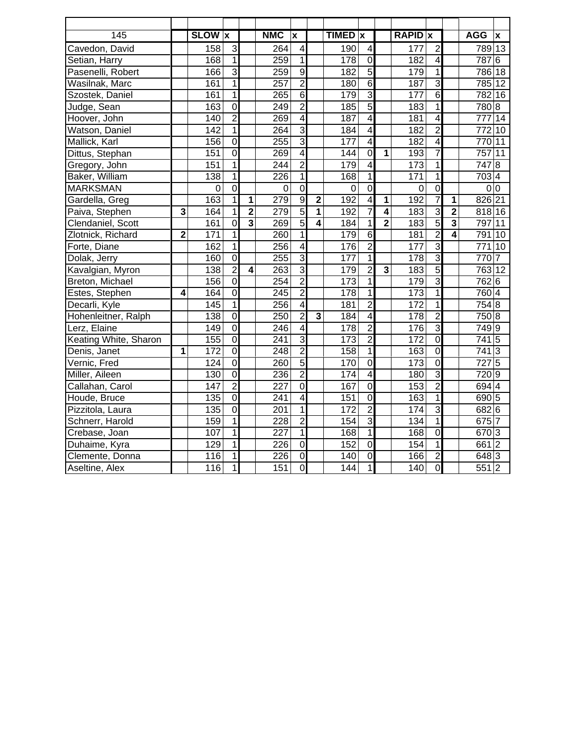| 145 | | SLOW | x | | NMC | x | | TIMED | x | | RAPID | x | | AGG | x |
|---|---|---|---|---|---|---|---|---|---|---|---|---|---|---|---|
| Cavedon, David | | 158 | 3 | | 264 | 4 | | 190 | 4 | | 177 | 2 | | 789 | 13 |
| Setian, Harry | | 168 | 1 | | 259 | 1 | | 178 | 0 | | 182 | 4 | | 787 | 6 |
| Pasenelli, Robert | | 166 | 3 | | 259 | 9 | | 182 | 5 | | 179 | 1 | | 786 | 18 |
| Wasilnak, Marc | | 161 | 1 | | 257 | 2 | | 180 | 6 | | 187 | 3 | | 785 | 12 |
| Szostek, Daniel | | 161 | 1 | | 265 | 6 | | 179 | 3 | | 177 | 6 | | 782 | 16 |
| Judge, Sean | | 163 | 0 | | 249 | 2 | | 185 | 5 | | 183 | 1 | | 780 | 8 |
| Hoover, John | | 140 | 2 | | 269 | 4 | | 187 | 4 | | 181 | 4 | | 777 | 14 |
| Watson, Daniel | | 142 | 1 | | 264 | 3 | | 184 | 4 | | 182 | 2 | | 772 | 10 |
| Mallick, Karl | | 156 | 0 | | 255 | 3 | | 177 | 4 | | 182 | 4 | | 770 | 11 |
| Dittus, Stephan | | 151 | 0 | | 269 | 4 | | 144 | 0 | **1** | 193 | 7 | | 757 | 11 |
| Gregory, John | | 151 | 1 | | 244 | 2 | | 179 | 4 | | 173 | 1 | | 747 | 8 |
| Baker, William | | 138 | 1 | | 226 | 1 | | 168 | 1 | | 171 | 1 | | 703 | 4 |
| MARKSMAN | | 0 | 0 | | 0 | 0 | | 0 | 0 | | 0 | 0 | | 0 | 0 |
| Gardella, Greg | | 163 | 1 | **1** | 279 | 9 | **2** | 192 | 4 | **1** | 192 | 7 | **1** | 826 | 21 |
| Paiva, Stephen | **3** | 164 | 1 | **2** | 279 | 5 | **1** | 192 | 7 | **4** | 183 | 3 | **2** | 818 | 16 |
| Clendaniel, Scott | | 161 | 0 | **3** | 269 | 5 | **4** | 184 | 1 | **2** | 183 | 5 | **3** | 797 | 11 |
| Zlotnick, Richard | **2** | 171 | 1 | | 260 | 1 | | 179 | 6 | | 181 | 2 | **4** | 791 | 10 |
| Forte, Diane | | 162 | 1 | | 256 | 4 | | 176 | 2 | | 177 | 3 | | 771 | 10 |
| Dolak, Jerry | | 160 | 0 | | 255 | 3 | | 177 | 1 | | 178 | 3 | | 770 | 7 |
| Kavalgian, Myron | | 138 | 2 | **4** | 263 | 3 | | 179 | 2 | **3** | 183 | 5 | | 763 | 12 |
| Breton, Michael | | 156 | 0 | | 254 | 2 | | 173 | 1 | | 179 | 3 | | 762 | 6 |
| Estes, Stephen | **4** | 164 | 0 | | 245 | 2 | | 178 | 1 | | 173 | 1 | | 760 | 4 |
| Decarli, Kyle | | 145 | 1 | | 256 | 4 | | 181 | 2 | | 172 | 1 | | 754 | 8 |
| Hohenleitner, Ralph | | 138 | 0 | | 250 | 2 | **3** | 184 | 4 | | 178 | 2 | | 750 | 8 |
| Lerz, Elaine | | 149 | 0 | | 246 | 4 | | 178 | 2 | | 176 | 3 | | 749 | 9 |
| Keating White, Sharon | | 155 | 0 | | 241 | 3 | | 173 | 2 | | 172 | 0 | | 741 | 5 |
| Denis, Janet | **1** | 172 | 0 | | 248 | 2 | | 158 | 1 | | 163 | 0 | | 741 | 3 |
| Vernic, Fred | | 124 | 0 | | 260 | 5 | | 170 | 0 | | 173 | 0 | | 727 | 5 |
| Miller, Aileen | | 130 | 0 | | 236 | 2 | | 174 | 4 | | 180 | 3 | | 720 | 9 |
| Callahan, Carol | | 147 | 2 | | 227 | 0 | | 167 | 0 | | 153 | 2 | | 694 | 4 |
| Houde, Bruce | | 135 | 0 | | 241 | 4 | | 151 | 0 | | 163 | 1 | | 690 | 5 |
| Pizzitola, Laura | | 135 | 0 | | 201 | 1 | | 172 | 2 | | 174 | 3 | | 682 | 6 |
| Schnerr, Harold | | 159 | 1 | | 228 | 2 | | 154 | 3 | | 134 | 1 | | 675 | 7 |
| Crebase, Joan | | 107 | 1 | | 227 | 1 | | 168 | 1 | | 168 | 0 | | 670 | 3 |
| Duhaime, Kyra | | 129 | 1 | | 226 | 0 | | 152 | 0 | | 154 | 1 | | 661 | 2 |
| Clemente, Donna | | 116 | 1 | | 226 | 0 | | 140 | 0 | | 166 | 2 | | 648 | 3 |
| Aseltine, Alex | | 116 | 1 | | 151 | 0 | | 144 | 1 | | 140 | 0 | | 551 | 2 |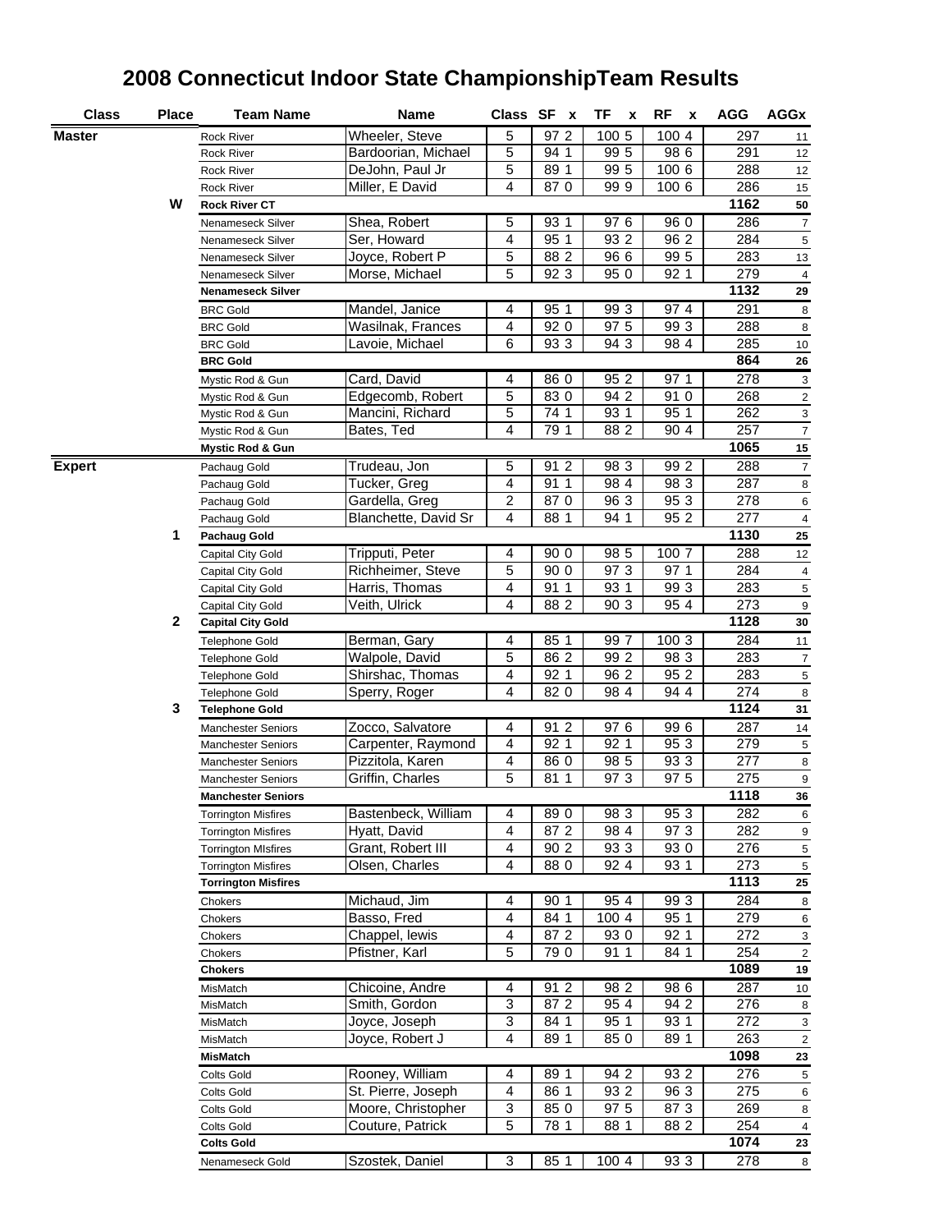# 2008 Connecticut Indoor State ChampionshipTeam Results

| Class | Place | Team Name | Name | Class | SF | x | TF | x | RF | x | AGG | AGGx |
|---|---|---|---|---|---|---|---|---|---|---|---|---|
| **Master** | | Rock River | Wheeler, Steve | 5 | 97 | 2 | 100 | 5 | 100 | 4 | 297 | 11 |
| | | Rock River | Bardoorian, Michael | 5 | 94 | 1 | 99 | 5 | 98 | 6 | 291 | 12 |
| | | Rock River | DeJohn, Paul Jr | 5 | 89 | 1 | 99 | 5 | 100 | 6 | 288 | 12 |
| | | Rock River | Miller, E David | 4 | 87 | 0 | 99 | 9 | 100 | 6 | 286 | 15 |
| | **W** | **Rock River CT** | | | | | | | | | **1162** | **50** |
| | | Nenameseck Silver | Shea, Robert | 5 | 93 | 1 | 97 | 6 | 96 | 0 | 286 | 7 |
| | | Nenameseck Silver | Ser, Howard | 4 | 95 | 1 | 93 | 2 | 96 | 2 | 284 | 5 |
| | | Nenameseck Silver | Joyce, Robert P | 5 | 88 | 2 | 96 | 6 | 99 | 5 | 283 | 13 |
| | | Nenameseck Silver | Morse, Michael | 5 | 92 | 3 | 95 | 0 | 92 | 1 | 279 | 4 |
| | | **Nenameseck Silver** | | | | | | | | | **1132** | **29** |
| | | BRC Gold | Mandel, Janice | 4 | 95 | 1 | 99 | 3 | 97 | 4 | 291 | 8 |
| | | BRC Gold | Wasilnak, Frances | 4 | 92 | 0 | 97 | 5 | 99 | 3 | 288 | 8 |
| | | BRC Gold | Lavoie, Michael | 6 | 93 | 3 | 94 | 3 | 98 | 4 | 285 | 10 |
| | | **BRC Gold** | | | | | | | | | **864** | **26** |
| | | Mystic Rod & Gun | Card, David | 4 | 86 | 0 | 95 | 2 | 97 | 1 | 278 | 3 |
| | | Mystic Rod & Gun | Edgecomb, Robert | 5 | 83 | 0 | 94 | 2 | 91 | 0 | 268 | 2 |
| | | Mystic Rod & Gun | Mancini, Richard | 5 | 74 | 1 | 93 | 1 | 95 | 1 | 262 | 3 |
| | | Mystic Rod & Gun | Bates, Ted | 4 | 79 | 1 | 88 | 2 | 90 | 4 | 257 | 7 |
| | | **Mystic Rod & Gun** | | | | | | | | | **1065** | **15** |
| **Expert** | | Pachaug Gold | Trudeau, Jon | 5 | 91 | 2 | 98 | 3 | 99 | 2 | 288 | 7 |
| | | Pachaug Gold | Tucker, Greg | 4 | 91 | 1 | 98 | 4 | 98 | 3 | 287 | 8 |
| | | Pachaug Gold | Gardella, Greg | 2 | 87 | 0 | 96 | 3 | 95 | 3 | 278 | 6 |
| | | Pachaug Gold | Blanchette, David Sr | 4 | 88 | 1 | 94 | 1 | 95 | 2 | 277 | 4 |
| | **1** | **Pachaug Gold** | | | | | | | | | **1130** | **25** |
| | | Capital City Gold | Tripputi, Peter | 4 | 90 | 0 | 98 | 5 | 100 | 7 | 288 | 12 |
| | | Capital City Gold | Richheimer, Steve | 5 | 90 | 0 | 97 | 3 | 97 | 1 | 284 | 4 |
| | | Capital City Gold | Harris, Thomas | 4 | 91 | 1 | 93 | 1 | 99 | 3 | 283 | 5 |
| | | Capital City Gold | Veith, Ulrick | 4 | 88 | 2 | 90 | 3 | 95 | 4 | 273 | 9 |
| | **2** | **Capital City Gold** | | | | | | | | | **1128** | **30** |
| | | Telephone Gold | Berman, Gary | 4 | 85 | 1 | 99 | 7 | 100 | 3 | 284 | 11 |
| | | Telephone Gold | Walpole, David | 5 | 86 | 2 | 99 | 2 | 98 | 3 | 283 | 7 |
| | | Telephone Gold | Shirshac, Thomas | 4 | 92 | 1 | 96 | 2 | 95 | 2 | 283 | 5 |
| | | Telephone Gold | Sperry, Roger | 4 | 82 | 0 | 98 | 4 | 94 | 4 | 274 | 8 |
| | **3** | **Telephone Gold** | | | | | | | | | **1124** | **31** |
| | | Manchester Seniors | Zocco, Salvatore | 4 | 91 | 2 | 97 | 6 | 99 | 6 | 287 | 14 |
| | | Manchester Seniors | Carpenter, Raymond | 4 | 92 | 1 | 92 | 1 | 95 | 3 | 279 | 5 |
| | | Manchester Seniors | Pizzitola, Karen | 4 | 86 | 0 | 98 | 5 | 93 | 3 | 277 | 8 |
| | | Manchester Seniors | Griffin, Charles | 5 | 81 | 1 | 97 | 3 | 97 | 5 | 275 | 9 |
| | | **Manchester Seniors** | | | | | | | | | **1118** | **36** |
| | | Torrington Misfires | Bastenbeck, William | 4 | 89 | 0 | 98 | 3 | 95 | 3 | 282 | 6 |
| | | Torrington Misfires | Hyatt, David | 4 | 87 | 2 | 98 | 4 | 97 | 3 | 282 | 9 |
| | | Torrington MIsfires | Grant, Robert III | 4 | 90 | 2 | 93 | 3 | 93 | 0 | 276 | 5 |
| | | Torrington Misfires | Olsen, Charles | 4 | 88 | 0 | 92 | 4 | 93 | 1 | 273 | 5 |
| | | **Torrington Misfires** | | | | | | | | | **1113** | **25** |
| | | Chokers | Michaud, Jim | 4 | 90 | 1 | 95 | 4 | 99 | 3 | 284 | 8 |
| | | Chokers | Basso, Fred | 4 | 84 | 1 | 100 | 4 | 95 | 1 | 279 | 6 |
| | | Chokers | Chappel, lewis | 4 | 87 | 2 | 93 | 0 | 92 | 1 | 272 | 3 |
| | | Chokers | Pfistner, Karl | 5 | 79 | 0 | 91 | 1 | 84 | 1 | 254 | 2 |
| | | **Chokers** | | | | | | | | | **1089** | **19** |
| | | MisMatch | Chicoine, Andre | 4 | 91 | 2 | 98 | 2 | 98 | 6 | 287 | 10 |
| | | MisMatch | Smith, Gordon | 3 | 87 | 2 | 95 | 4 | 94 | 2 | 276 | 8 |
| | | MisMatch | Joyce, Joseph | 3 | 84 | 1 | 95 | 1 | 93 | 1 | 272 | 3 |
| | | MisMatch | Joyce, Robert J | 4 | 89 | 1 | 85 | 0 | 89 | 1 | 263 | 2 |
| | | **MisMatch** | | | | | | | | | **1098** | **23** |
| | | Colts Gold | Rooney, William | 4 | 89 | 1 | 94 | 2 | 93 | 2 | 276 | 5 |
| | | Colts Gold | St. Pierre, Joseph | 4 | 86 | 1 | 93 | 2 | 96 | 3 | 275 | 6 |
| | | Colts Gold | Moore, Christopher | 3 | 85 | 0 | 97 | 5 | 87 | 3 | 269 | 8 |
| | | Colts Gold | Couture, Patrick | 5 | 78 | 1 | 88 | 1 | 88 | 2 | 254 | 4 |
| | | **Colts Gold** | | | | | | | | | **1074** | **23** |
| | | Nenameseck Gold | Szostek, Daniel | 3 | 85 | 1 | 100 | 4 | 93 | 3 | 278 | 8 |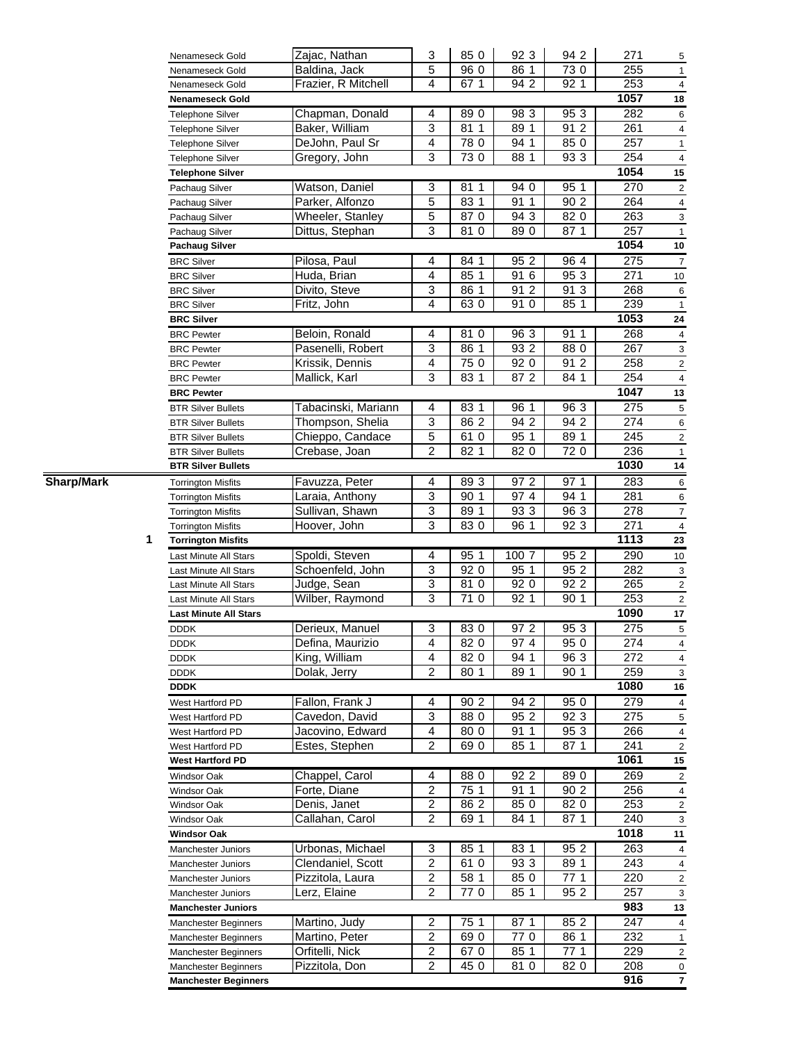| | | | | | | | | | |
|---|---|---|---|---|---|---|---|---|---|
| | | Nenameseck Gold | Zajac, Nathan | 3 | 85 0 | 92 3 | 94 2 | 271 | 5 |
| | | Nenameseck Gold | Baldina, Jack | 5 | 96 0 | 86 1 | 73 0 | 255 | 1 |
| | | Nenameseck Gold | Frazier, R Mitchell | 4 | 67 1 | 94 2 | 92 1 | 253 | 4 |
| | | **Nenameseck Gold** | | | | | | **1057** | **18** |
| | | Telephone Silver | Chapman, Donald | 4 | 89 0 | 98 3 | 95 3 | 282 | 6 |
| | | Telephone Silver | Baker, William | 3 | 81 1 | 89 1 | 91 2 | 261 | 4 |
| | | Telephone Silver | DeJohn, Paul Sr | 4 | 78 0 | 94 1 | 85 0 | 257 | 1 |
| | | Telephone Silver | Gregory, John | 3 | 73 0 | 88 1 | 93 3 | 254 | 4 |
| | | **Telephone Silver** | | | | | | **1054** | **15** |
| | | Pachaug Silver | Watson, Daniel | 3 | 81 1 | 94 0 | 95 1 | 270 | 2 |
| | | Pachaug Silver | Parker, Alfonzo | 5 | 83 1 | 91 1 | 90 2 | 264 | 4 |
| | | Pachaug Silver | Wheeler, Stanley | 5 | 87 0 | 94 3 | 82 0 | 263 | 3 |
| | | Pachaug Silver | Dittus, Stephan | 3 | 81 0 | 89 0 | 87 1 | 257 | 1 |
| | | **Pachaug Silver** | | | | | | **1054** | **10** |
| | | BRC Silver | Pilosa, Paul | 4 | 84 1 | 95 2 | 96 4 | 275 | 7 |
| | | BRC Silver | Huda, Brian | 4 | 85 1 | 91 6 | 95 3 | 271 | 10 |
| | | BRC Silver | Divito, Steve | 3 | 86 1 | 91 2 | 91 3 | 268 | 6 |
| | | BRC Silver | Fritz, John | 4 | 63 0 | 91 0 | 85 1 | 239 | 1 |
| | | **BRC Silver** | | | | | | **1053** | **24** |
| | | BRC Pewter | Beloin, Ronald | 4 | 81 0 | 96 3 | 91 1 | 268 | 4 |
| | | BRC Pewter | Pasenelli, Robert | 3 | 86 1 | 93 2 | 88 0 | 267 | 3 |
| | | BRC Pewter | Krissik, Dennis | 4 | 75 0 | 92 0 | 91 2 | 258 | 2 |
| | | BRC Pewter | Mallick, Karl | 3 | 83 1 | 87 2 | 84 1 | 254 | 4 |
| | | **BRC Pewter** | | | | | | **1047** | **13** |
| | | BTR Silver Bullets | Tabacinski, Mariann | 4 | 83 1 | 96 1 | 96 3 | 275 | 5 |
| | | BTR Silver Bullets | Thompson, Shelia | 3 | 86 2 | 94 2 | 94 2 | 274 | 6 |
| | | BTR Silver Bullets | Chieppo, Candace | 5 | 61 0 | 95 1 | 89 1 | 245 | 2 |
| | | BTR Silver Bullets | Crebase, Joan | 2 | 82 1 | 82 0 | 72 0 | 236 | 1 |
| | | **BTR Silver Bullets** | | | | | | **1030** | **14** |
| **Sharp/Mark** | | Torrington Misfits | Favuzza, Peter | 4 | 89 3 | 97 2 | 97 1 | 283 | 6 |
| | | Torrington Misfits | Laraia, Anthony | 3 | 90 1 | 97 4 | 94 1 | 281 | 6 |
| | | Torrington Misfits | Sullivan, Shawn | 3 | 89 1 | 93 3 | 96 3 | 278 | 7 |
| | | Torrington Misfits | Hoover, John | 3 | 83 0 | 96 1 | 92 3 | 271 | 4 |
| | **1** | **Torrington Misfits** | | | | | | **1113** | **23** |
| | | Last Minute All Stars | Spoldi, Steven | 4 | 95 1 | 100 7 | 95 2 | 290 | 10 |
| | | Last Minute All Stars | Schoenfeld, John | 3 | 92 0 | 95 1 | 95 2 | 282 | 3 |
| | | Last Minute All Stars | Judge, Sean | 3 | 81 0 | 92 0 | 92 2 | 265 | 2 |
| | | Last Minute All Stars | Wilber, Raymond | 3 | 71 0 | 92 1 | 90 1 | 253 | 2 |
| | | **Last Minute All Stars** | | | | | | **1090** | **17** |
| | | DDDK | Derieux, Manuel | 3 | 83 0 | 97 2 | 95 3 | 275 | 5 |
| | | DDDK | Defina, Maurizio | 4 | 82 0 | 97 4 | 95 0 | 274 | 4 |
| | | DDDK | King, William | 4 | 82 0 | 94 1 | 96 3 | 272 | 4 |
| | | DDDK | Dolak, Jerry | 2 | 80 1 | 89 1 | 90 1 | 259 | 3 |
| | | **DDDK** | | | | | | **1080** | **16** |
| | | West Hartford PD | Fallon, Frank J | 4 | 90 2 | 94 2 | 95 0 | 279 | 4 |
| | | West Hartford PD | Cavedon, David | 3 | 88 0 | 95 2 | 92 3 | 275 | 5 |
| | | West Hartford PD | Jacovino, Edward | 4 | 80 0 | 91 1 | 95 3 | 266 | 4 |
| | | West Hartford PD | Estes, Stephen | 2 | 69 0 | 85 1 | 87 1 | 241 | 2 |
| | | **West Hartford PD** | | | | | | **1061** | **15** |
| | | Windsor Oak | Chappel, Carol | 4 | 88 0 | 92 2 | 89 0 | 269 | 2 |
| | | Windsor Oak | Forte, Diane | 2 | 75 1 | 91 1 | 90 2 | 256 | 4 |
| | | Windsor Oak | Denis, Janet | 2 | 86 2 | 85 0 | 82 0 | 253 | 2 |
| | | Windsor Oak | Callahan, Carol | 2 | 69 1 | 84 1 | 87 1 | 240 | 3 |
| | | **Windsor Oak** | | | | | | **1018** | **11** |
| | | Manchester Juniors | Urbonas, Michael | 3 | 85 1 | 83 1 | 95 2 | 263 | 4 |
| | | Manchester Juniors | Clendaniel, Scott | 2 | 61 0 | 93 3 | 89 1 | 243 | 4 |
| | | Manchester Juniors | Pizzitola, Laura | 2 | 58 1 | 85 0 | 77 1 | 220 | 2 |
| | | Manchester Juniors | Lerz, Elaine | 2 | 77 0 | 85 1 | 95 2 | 257 | 3 |
| | | **Manchester Juniors** | | | | | | **983** | **13** |
| | | Manchester Beginners | Martino, Judy | 2 | 75 1 | 87 1 | 85 2 | 247 | 4 |
| | | Manchester Beginners | Martino, Peter | 2 | 69 0 | 77 0 | 86 1 | 232 | 1 |
| | | Manchester Beginners | Orfitelli, Nick | 2 | 67 0 | 85 1 | 77 1 | 229 | 2 |
| | | Manchester Beginners | Pizzitola, Don | 2 | 45 0 | 81 0 | 82 0 | 208 | 0 |
| | | **Manchester Beginners** | | | | | | **916** | **7** |